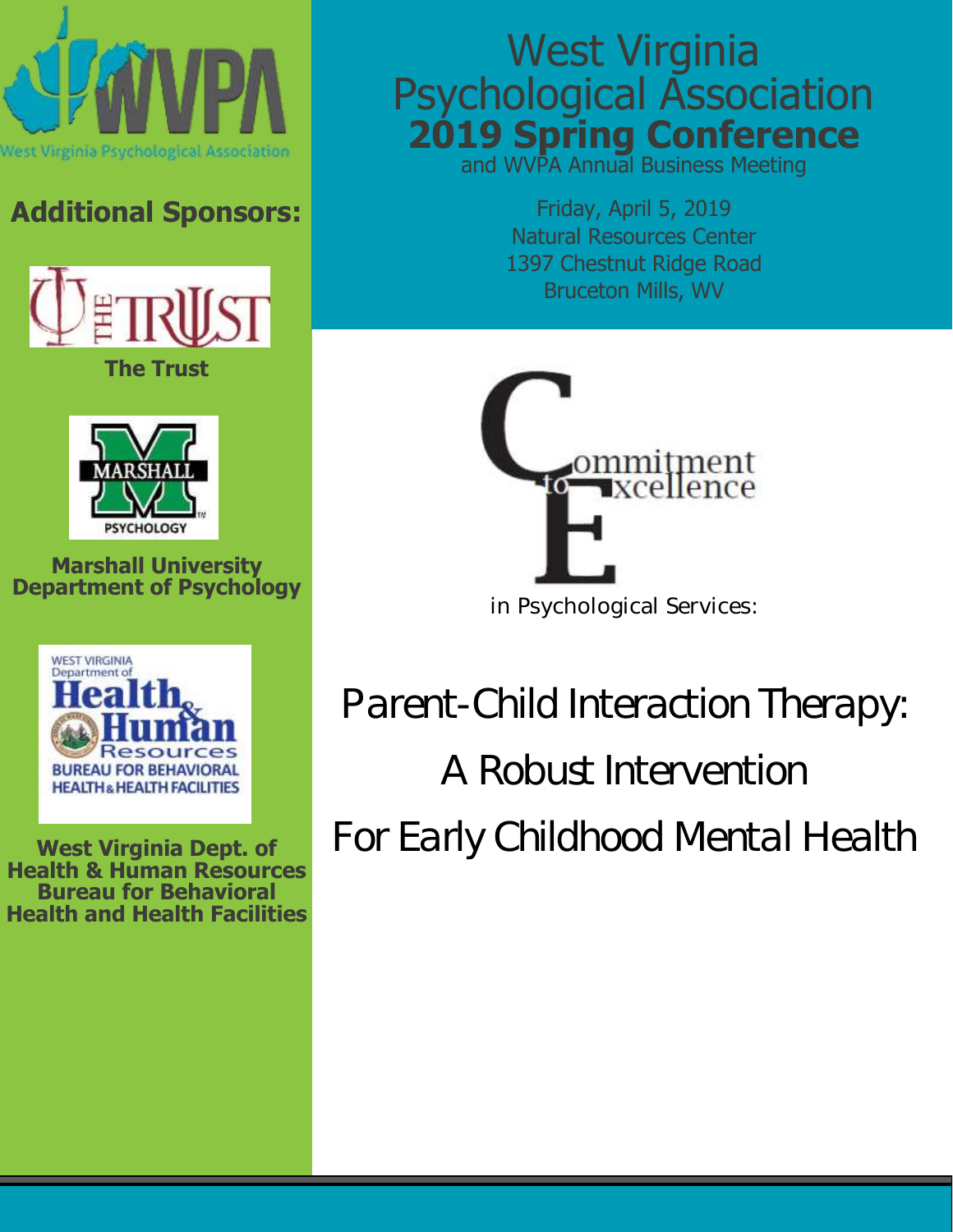West Virginia Psychological Association

# West Virginia Psychological Association **2019 Spring Conference**

and WVPA Annual Business Meeting

Friday, April 5, 2019
Natural Resources Center
1397 Chestnut Ridge Road
Bruceton Mills, WV

## Additional Sponsors:

**The Trust**

**Marshall University Department of Psychology**

**West Virginia Dept. of Health & Human Resources Bureau for Behavioral Health and Health Facilities**

Commitment to Excellence in Psychological Services:

# Parent-Child Interaction Therapy: A Robust Intervention For Early Childhood Mental Health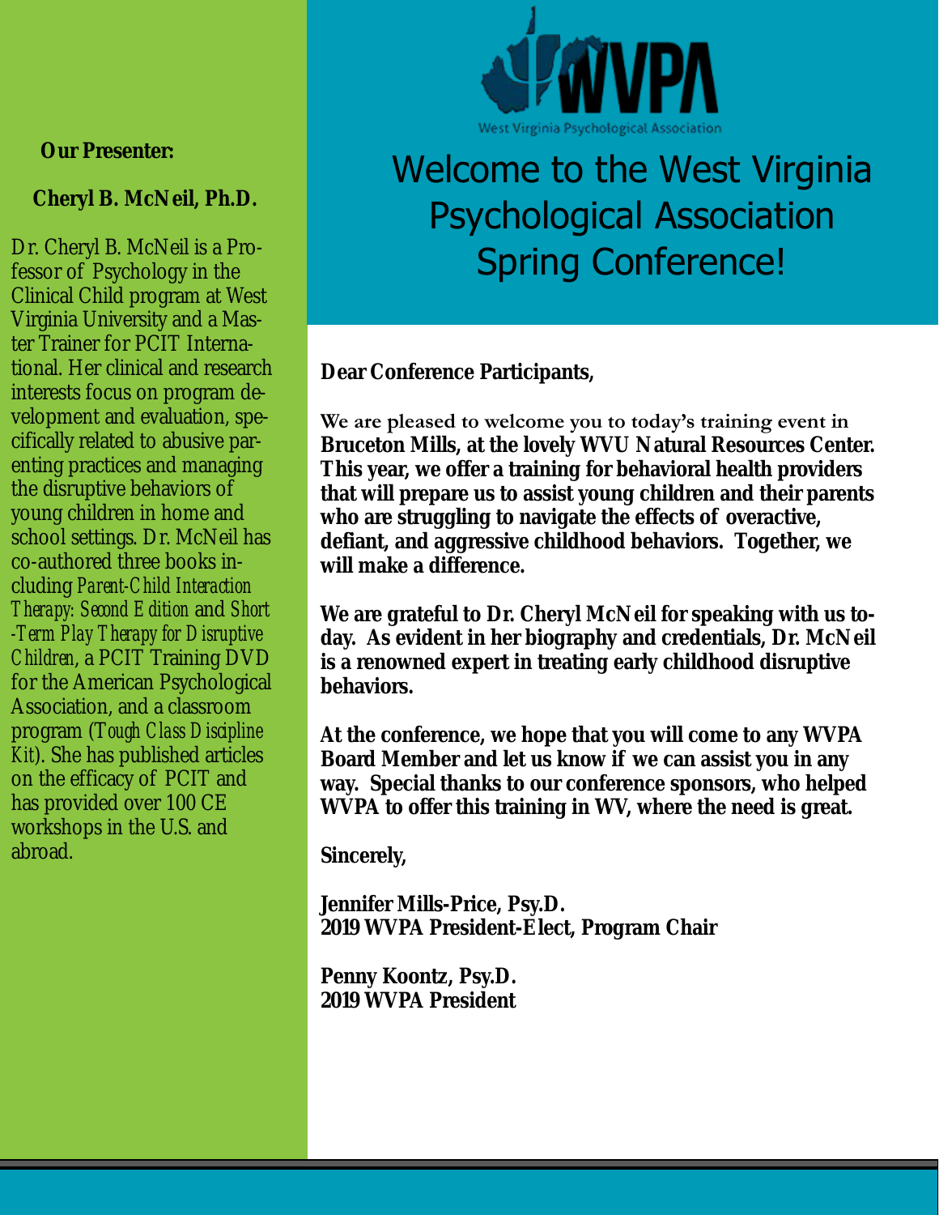**Our Presenter:**

**Cheryl B. McNeil, Ph.D.**

Dr. Cheryl B. McNeil is a Professor of Psychology in the Clinical Child program at West Virginia University and a Master Trainer for PCIT International. Her clinical and research interests focus on program development and evaluation, specifically related to abusive parenting practices and managing the disruptive behaviors of young children in home and school settings. Dr. McNeil has co-authored three books including *Parent-Child Interaction Therapy: Second Edition* and *Short-Term Play Therapy for Disruptive Children*, a PCIT Training DVD for the American Psychological Association, and a classroom program (*Tough Class Discipline Kit*). She has published articles on the efficacy of PCIT and has provided over 100 CE workshops in the U.S. and abroad.

WVPA
West Virginia Psychological Association

# Welcome to the West Virginia Psychological Association Spring Conference!

**Dear Conference Participants,**

We are pleased to welcome you to today's training event in **Bruceton Mills, at the lovely WVU Natural Resources Center. This year, we offer a training for behavioral health providers that will prepare us to assist young children and their parents who are struggling to navigate the effects of overactive, defiant, and aggressive childhood behaviors. Together, we will make a difference.**

**We are grateful to Dr. Cheryl McNeil for speaking with us today. As evident in her biography and credentials, Dr. McNeil is a renowned expert in treating early childhood disruptive behaviors.**

**At the conference, we hope that you will come to any WVPA Board Member and let us know if we can assist you in any way. Special thanks to our conference sponsors, who helped WVPA to offer this training in WV, where the need is great.**

**Sincerely,**

**Jennifer Mills-Price, Psy.D.**
**2019 WVPA President-Elect, Program Chair**

**Penny Koontz, Psy.D.**
**2019 WVPA President**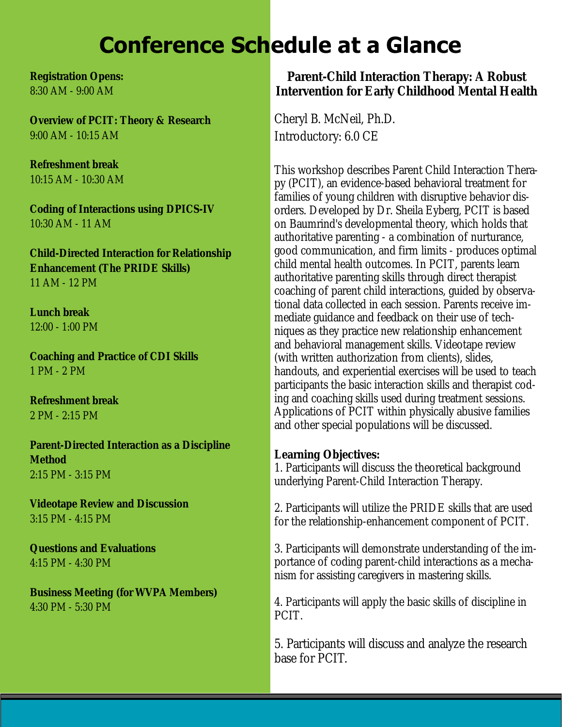# Conference Schedule at a Glance

**Registration Opens:**
8:30 AM - 9:00 AM

**Overview of PCIT: Theory & Research**
9:00 AM - 10:15 AM

**Refreshment break**
10:15 AM - 10:30 AM

**Coding of Interactions using DPICS-IV**
10:30 AM - 11 AM

**Child-Directed Interaction for Relationship Enhancement (The PRIDE Skills)**
11 AM - 12 PM

**Lunch break**
12:00 - 1:00 PM

**Coaching and Practice of CDI Skills**
1 PM - 2 PM

**Refreshment break**
2 PM - 2:15 PM

**Parent-Directed Interaction as a Discipline Method**
2:15 PM - 3:15 PM

**Videotape Review and Discussion**
3:15 PM - 4:15 PM

**Questions and Evaluations**
4:15 PM - 4:30 PM

**Business Meeting (for WVPA Members)**
4:30 PM - 5:30 PM

## Parent-Child Interaction Therapy: A Robust Intervention for Early Childhood Mental Health

Cheryl B. McNeil, Ph.D.
Introductory: 6.0 CE

This workshop describes Parent Child Interaction Therapy (PCIT), an evidence-based behavioral treatment for families of young children with disruptive behavior disorders. Developed by Dr. Sheila Eyberg, PCIT is based on Baumrind's developmental theory, which holds that authoritative parenting - a combination of nurturance, good communication, and firm limits - produces optimal child mental health outcomes. In PCIT, parents learn authoritative parenting skills through direct therapist coaching of parent child interactions, guided by observational data collected in each session. Parents receive immediate guidance and feedback on their use of techniques as they practice new relationship enhancement and behavioral management skills. Videotape review (with written authorization from clients), slides, handouts, and experiential exercises will be used to teach participants the basic interaction skills and therapist coding and coaching skills used during treatment sessions. Applications of PCIT within physically abusive families and other special populations will be discussed.

**Learning Objectives:**

1. Participants will discuss the theoretical background underlying Parent-Child Interaction Therapy.

2. Participants will utilize the PRIDE skills that are used for the relationship-enhancement component of PCIT.

3. Participants will demonstrate understanding of the importance of coding parent-child interactions as a mechanism for assisting caregivers in mastering skills.

4. Participants will apply the basic skills of discipline in PCIT.

5. Participants will discuss and analyze the research base for PCIT.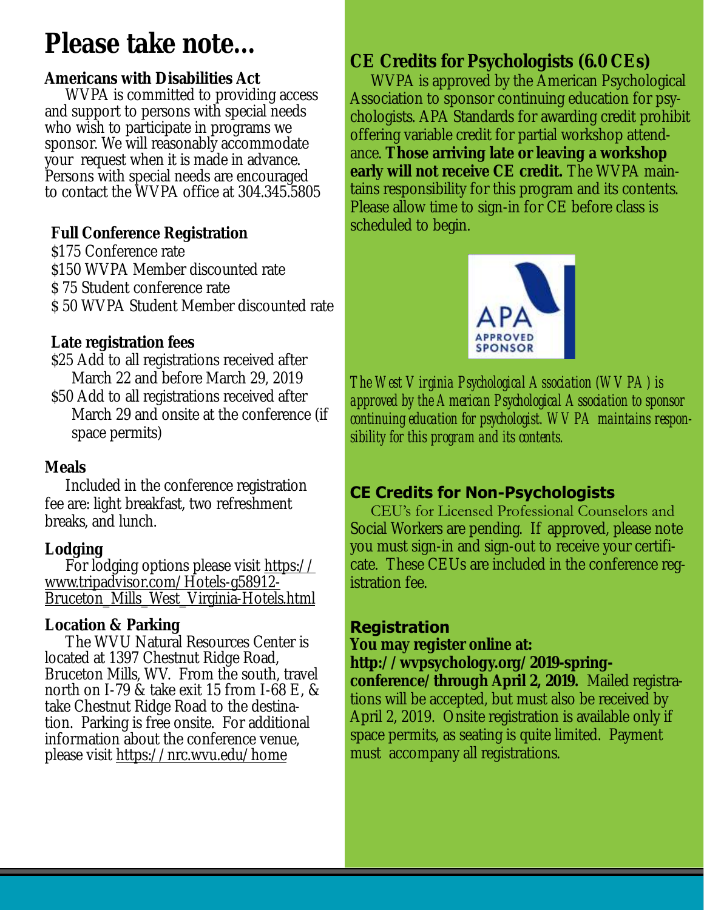# Please take note...

### Americans with Disabilities Act

WVPA is committed to providing access and support to persons with special needs who wish to participate in programs we sponsor. We will reasonably accommodate your request when it is made in advance. Persons with special needs are encouraged to contact the WVPA office at 304.345.5805

### Full Conference Registration

$175 Conference rate
$150 WVPA Member discounted rate
$ 75 Student conference rate
$ 50 WVPA Student Member discounted rate

### Late registration fees

$25 Add to all registrations received after March 22 and before March 29, 2019
$50 Add to all registrations received after March 29 and onsite at the conference (if space permits)

### Meals

Included in the conference registration fee are: light breakfast, two refreshment breaks, and lunch.

### Lodging

For lodging options please visit https://www.tripadvisor.com/Hotels-g58912-Bruceton_Mills_West_Virginia-Hotels.html

### Location & Parking

The WVU Natural Resources Center is located at 1397 Chestnut Ridge Road, Bruceton Mills, WV. From the south, travel north on I-79 & take exit 15 from I-68 E, & take Chestnut Ridge Road to the destination. Parking is free onsite. For additional information about the conference venue, please visit https://nrc.wvu.edu/home

## CE Credits for Psychologists (6.0 CEs)

WVPA is approved by the American Psychological Association to sponsor continuing education for psychologists. APA Standards for awarding credit prohibit offering variable credit for partial workshop attendance. **Those arriving late or leaving a workshop early will not receive CE credit.** The WVPA maintains responsibility for this program and its contents. Please allow time to sign-in for CE before class is scheduled to begin.

APA APPROVED SPONSOR

*The West Virginia Psychological Association (WVPA) is approved by the American Psychological Association to sponsor continuing education for psychologist. WVPA maintains responsibility for this program and its contents.*

## CE Credits for Non-Psychologists

CEU's for Licensed Professional Counselors and Social Workers are pending. If approved, please note you must sign-in and sign-out to receive your certificate. These CEUs are included in the conference registration fee.

## Registration

**You may register online at: http://wvpsychology.org/2019-spring-conference/ through April 2, 2019.** Mailed registrations will be accepted, but must also be received by April 2, 2019. Onsite registration is available only if space permits, as seating is quite limited. Payment must accompany all registrations.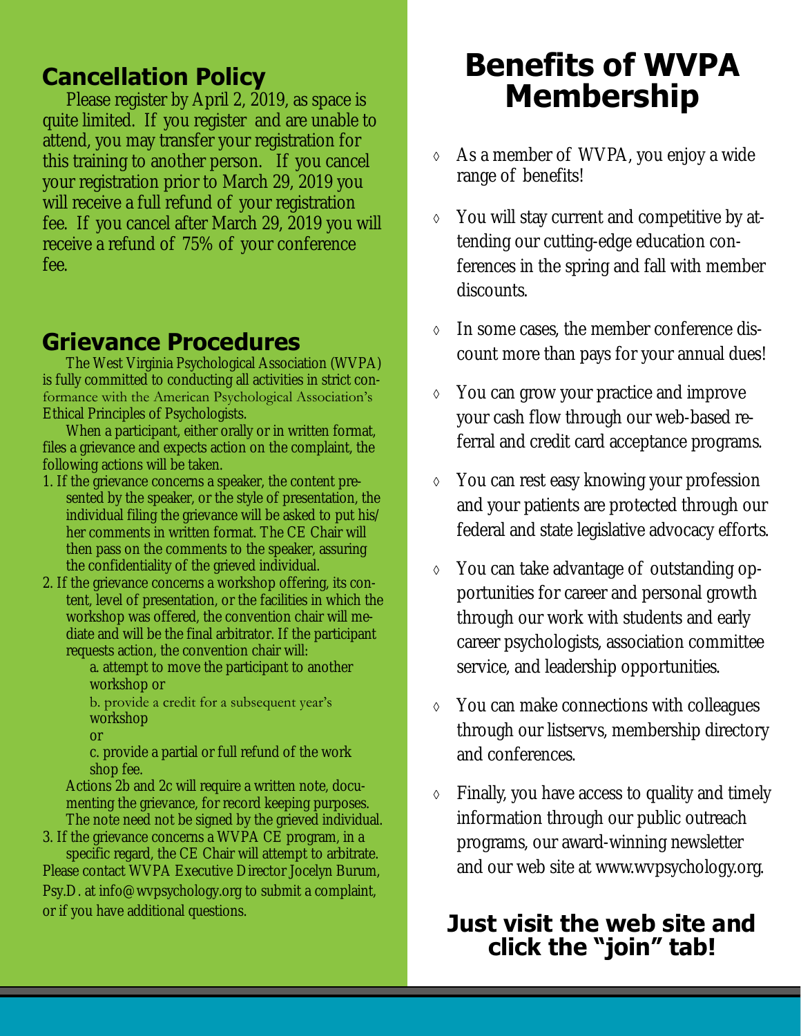## Cancellation Policy

Please register by April 2, 2019, as space is quite limited. If you register and are unable to attend, you may transfer your registration for this training to another person. If you cancel your registration prior to March 29, 2019 you will receive a full refund of your registration fee. If you cancel after March 29, 2019 you will receive a refund of 75% of your conference fee.

## Grievance Procedures

The West Virginia Psychological Association (WVPA) is fully committed to conducting all activities in strict conformance with the American Psychological Association's Ethical Principles of Psychologists.

When a participant, either orally or in written format, files a grievance and expects action on the complaint, the following actions will be taken.

1. If the grievance concerns a speaker, the content presented by the speaker, or the style of presentation, the individual filing the grievance will be asked to put his/her comments in written format. The CE Chair will then pass on the comments to the speaker, assuring the confidentiality of the grieved individual.
2. If the grievance concerns a workshop offering, its content, level of presentation, or the facilities in which the workshop was offered, the convention chair will mediate and will be the final arbitrator. If the participant requests action, the convention chair will:
   a. attempt to move the participant to another workshop or
   b. provide a credit for a subsequent year's workshop
   or
   c. provide a partial or full refund of the work shop fee.

   Actions 2b and 2c will require a written note, documenting the grievance, for record keeping purposes. The note need not be signed by the grieved individual.
3. If the grievance concerns a WVPA CE program, in a specific regard, the CE Chair will attempt to arbitrate.

Please contact WVPA Executive Director Jocelyn Burum, Psy.D. at info@wvpsychology.org to submit a complaint, or if you have additional questions.

# Benefits of WVPA Membership

- As a member of WVPA, you enjoy a wide range of benefits!
- You will stay current and competitive by attending our cutting-edge education conferences in the spring and fall with member discounts.
- In some cases, the member conference discount more than pays for your annual dues!
- You can grow your practice and improve your cash flow through our web-based referral and credit card acceptance programs.
- You can rest easy knowing your profession and your patients are protected through our federal and state legislative advocacy efforts.
- You can take advantage of outstanding opportunities for career and personal growth through our work with students and early career psychologists, association committee service, and leadership opportunities.
- You can make connections with colleagues through our listservs, membership directory and conferences.
- Finally, you have access to quality and timely information through our public outreach programs, our award-winning newsletter and our web site at www.wvpsychology.org.

**Just visit the web site and click the "join" tab!**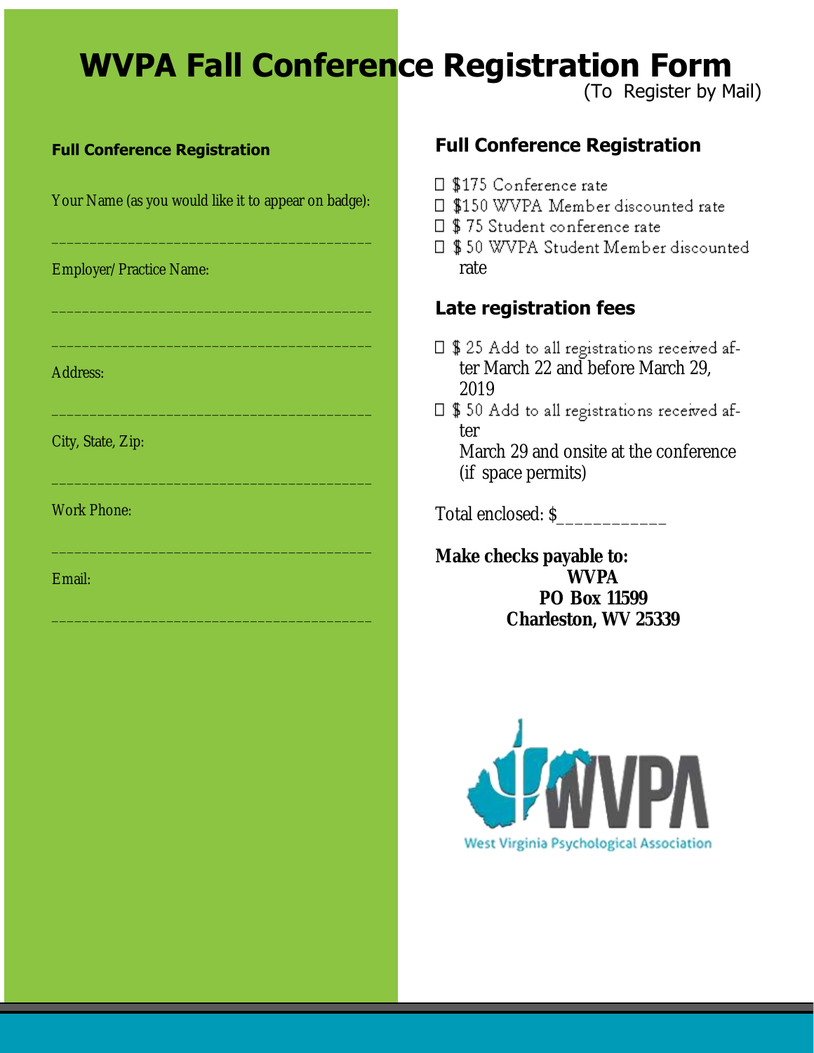# WVPA Fall Conference Registration Form

(To Register by Mail)

### Full Conference Registration

Your Name (as you would like it to appear on badge):

________________________________________

Employer/Practice Name:

________________________________________

________________________________________

Address:

________________________________________

City, State, Zip:

________________________________________

Work Phone:

________________________________________

Email:

________________________________________

## Full Conference Registration

- ☐ $175 Conference rate
- ☐ $150 WVPA Member discounted rate
- ☐ $ 75 Student conference rate
- ☐ $ 50 WVPA Student Member discounted rate

## Late registration fees

- ☐ $ 25 Add to all registrations received after March 22 and before March 29, 2019
- ☐ $ 50 Add to all registrations received after March 29 and onsite at the conference (if space permits)

Total enclosed: $___________

**Make checks payable to:**

**WVPA**
**PO Box 11599**
**Charleston, WV 25339**

West Virginia Psychological Association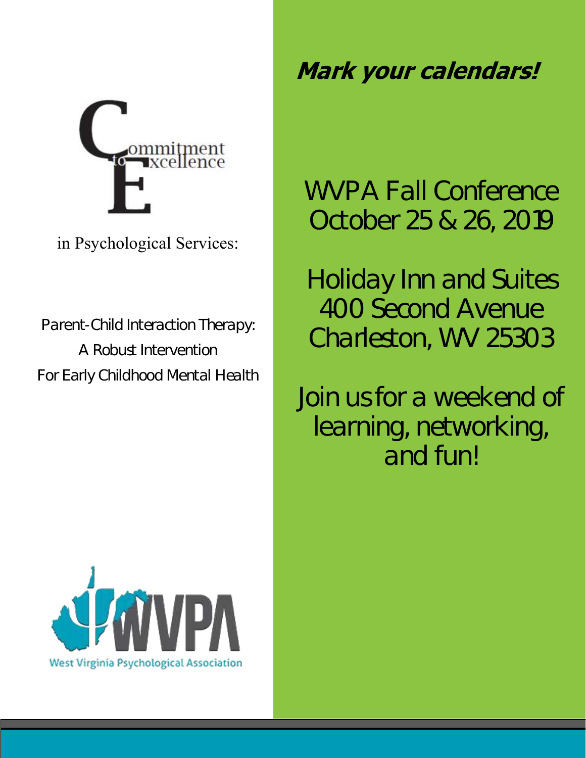Commitment to Excellence

in Psychological Services:

Parent-Child Interaction Therapy:
A Robust Intervention
For Early Childhood Mental Health

West Virginia Psychological Association

**_Mark your calendars!_**

WVPA Fall Conference
October 25 & 26, 2019

Holiday Inn and Suites
400 Second Avenue
Charleston, WV 25303

Join us for a weekend of learning, networking, and fun!